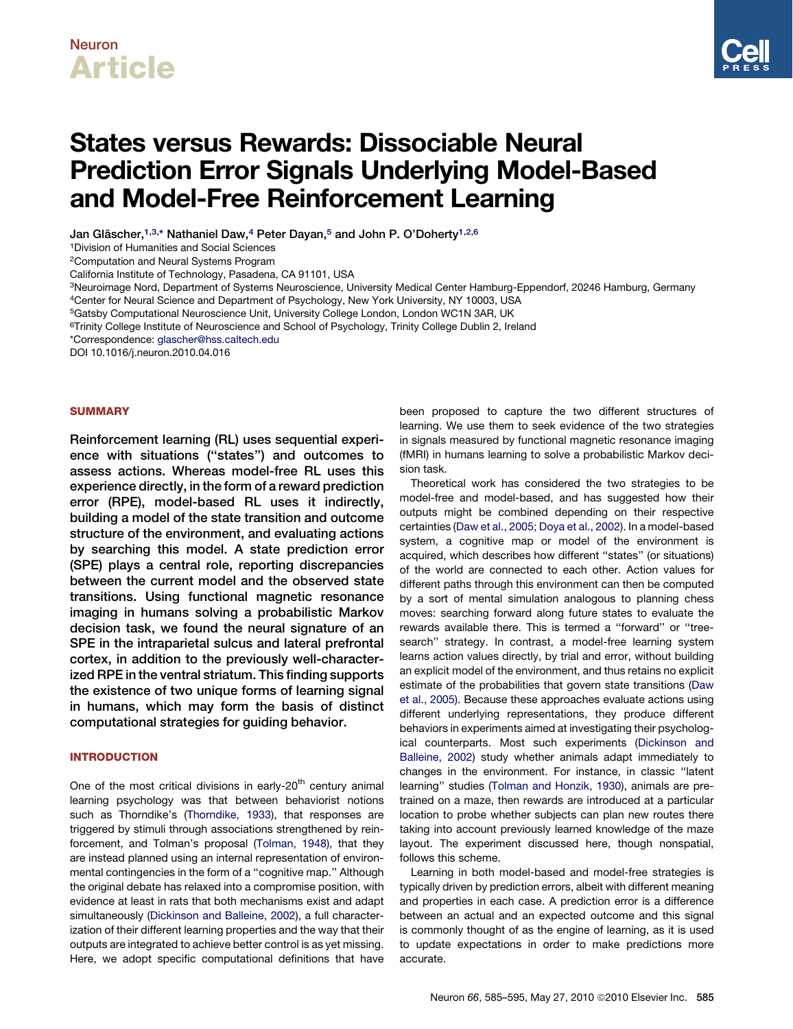Neuron

Article

# States versus Rewards: Dissociable Neural Prediction Error Signals Underlying Model-Based and Model-Free Reinforcement Learning

Jan Gläscher,[1,3,*] Nathaniel Daw,[4] Peter Dayan,[5] and John P. O'Doherty[1,2,6]

[1]Division of Humanities and Social Sciences

[2]Computation and Neural Systems Program

California Institute of Technology, Pasadena, CA 91101, USA

[3]Neuroimage Nord, Department of Systems Neuroscience, University Medical Center Hamburg-Eppendorf, 20246 Hamburg, Germany

[4]Center for Neural Science and Department of Psychology, New York University, NY 10003, USA

[5]Gatsby Computational Neuroscience Unit, University College London, London WC1N 3AR, UK

[6]Trinity College Institute of Neuroscience and School of Psychology, Trinity College Dublin 2, Ireland

*Correspondence: glascher@hss.caltech.edu

DOI 10.1016/j.neuron.2010.04.016

## SUMMARY

**Reinforcement learning (RL) uses sequential experience with situations ("states") and outcomes to assess actions. Whereas model-free RL uses this experience directly, in the form of a reward prediction error (RPE), model-based RL uses it indirectly, building a model of the state transition and outcome structure of the environment, and evaluating actions by searching this model. A state prediction error (SPE) plays a central role, reporting discrepancies between the current model and the observed state transitions. Using functional magnetic resonance imaging in humans solving a probabilistic Markov decision task, we found the neural signature of an SPE in the intraparietal sulcus and lateral prefrontal cortex, in addition to the previously well-characterized RPE in the ventral striatum. This finding supports the existence of two unique forms of learning signal in humans, which may form the basis of distinct computational strategies for guiding behavior.**

## INTRODUCTION

One of the most critical divisions in early-20th century animal learning psychology was that between behaviorist notions such as Thorndike's (Thorndike, 1933), that responses are triggered by stimuli through associations strengthened by reinforcement, and Tolman's proposal (Tolman, 1948), that they are instead planned using an internal representation of environmental contingencies in the form of a "cognitive map." Although the original debate has relaxed into a compromise position, with evidence at least in rats that both mechanisms exist and adapt simultaneously (Dickinson and Balleine, 2002), a full characterization of their different learning properties and the way that their outputs are integrated to achieve better control is as yet missing. Here, we adopt specific computational definitions that have been proposed to capture the two different structures of learning. We use them to seek evidence of the two strategies in signals measured by functional magnetic resonance imaging (fMRI) in humans learning to solve a probabilistic Markov decision task.

Theoretical work has considered the two strategies to be model-free and model-based, and has suggested how their outputs might be combined depending on their respective certainties (Daw et al., 2005; Doya et al., 2002). In a model-based system, a cognitive map or model of the environment is acquired, which describes how different "states" (or situations) of the world are connected to each other. Action values for different paths through this environment can then be computed by a sort of mental simulation analogous to planning chess moves: searching forward along future states to evaluate the rewards available there. This is termed a "forward" or "tree-search" strategy. In contrast, a model-free learning system learns action values directly, by trial and error, without building an explicit model of the environment, and thus retains no explicit estimate of the probabilities that govern state transitions (Daw et al., 2005). Because these approaches evaluate actions using different underlying representations, they produce different behaviors in experiments aimed at investigating their psychological counterparts. Most such experiments (Dickinson and Balleine, 2002) study whether animals adapt immediately to changes in the environment. For instance, in classic "latent learning" studies (Tolman and Honzik, 1930), animals are pretrained on a maze, then rewards are introduced at a particular location to probe whether subjects can plan new routes there taking into account previously learned knowledge of the maze layout. The experiment discussed here, though nonspatial, follows this scheme.

Learning in both model-based and model-free strategies is typically driven by prediction errors, albeit with different meaning and properties in each case. A prediction error is a difference between an actual and an expected outcome and this signal is commonly thought of as the engine of learning, as it is used to update expectations in order to make predictions more accurate.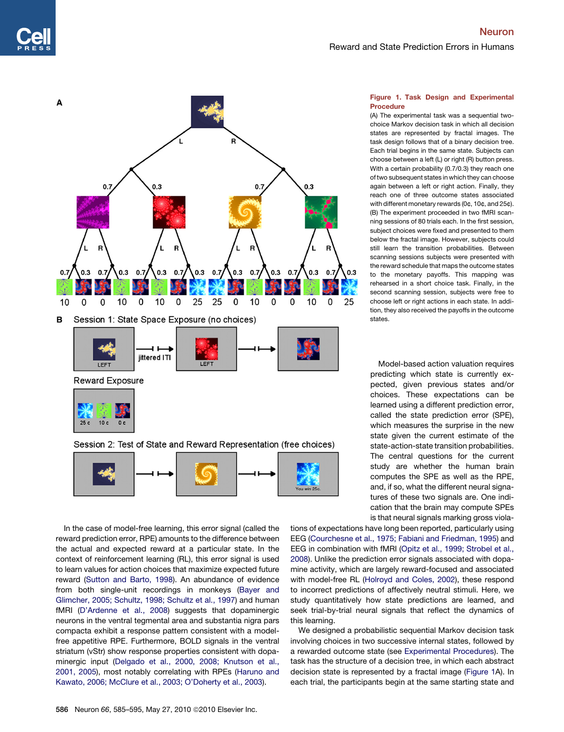**Figure 1. Task Design and Experimental Procedure**

(A) The experimental task was a sequential two-choice Markov decision task in which all decision states are represented by fractal images. The task design follows that of a binary decision tree. Each trial begins in the same state. Subjects can choose between a left (L) or right (R) button press. With a certain probability (0.7/0.3) they reach one of two subsequent states in which they can choose again between a left or right action. Finally, they reach one of three outcome states associated with different monetary rewards (0¢, 10¢, and 25¢).

(B) The experiment proceeded in two fMRI scanning sessions of 80 trials each. In the first session, subject choices were fixed and presented to them below the fractal image. However, subjects could still learn the transition probabilities. Between scanning sessions subjects were presented with the reward schedule that maps the outcome states to the monetary payoffs. This mapping was rehearsed in a short choice task. Finally, in the second scanning session, subjects were free to choose left or right actions in each state. In addition, they also received the payoffs in the outcome states.

In the case of model-free learning, this error signal (called the reward prediction error, RPE) amounts to the difference between the actual and expected reward at a particular state. In the context of reinforcement learning (RL), this error signal is used to learn values for action choices that maximize expected future reward (Sutton and Barto, 1998). An abundance of evidence from both single-unit recordings in monkeys (Bayer and Glimcher, 2005; Schultz, 1998; Schultz et al., 1997) and human fMRI (D'Ardenne et al., 2008) suggests that dopaminergic neurons in the ventral tegmental area and substantia nigra pars compacta exhibit a response pattern consistent with a model-free appetitive RPE. Furthermore, BOLD signals in the ventral striatum (vStr) show response properties consistent with dopaminergic input (Delgado et al., 2000, 2008; Knutson et al., 2001, 2005), most notably correlating with RPEs (Haruno and Kawato, 2006; McClure et al., 2003; O'Doherty et al., 2003).

Model-based action valuation requires predicting which state is currently expected, given previous states and/or choices. These expectations can be learned using a different prediction error, called the state prediction error (SPE), which measures the surprise in the new state given the current estimate of the state-action-state transition probabilities. The central questions for the current study are whether the human brain computes the SPE as well as the RPE, and, if so, what the different neural signatures of these two signals are. One indication that the brain may compute SPEs is that neural signals marking gross violations of expectations have long been reported, particularly using EEG (Courchesne et al., 1975; Fabiani and Friedman, 1995) and EEG in combination with fMRI (Opitz et al., 1999; Strobel et al., 2008). Unlike the prediction error signals associated with dopamine activity, which are largely reward-focused and associated with model-free RL (Holroyd and Coles, 2002), these respond to incorrect predictions of affectively neutral stimuli. Here, we study quantitatively how state predictions are learned, and seek trial-by-trial neural signals that reflect the dynamics of this learning.

We designed a probabilistic sequential Markov decision task involving choices in two successive internal states, followed by a rewarded outcome state (see Experimental Procedures). The task has the structure of a decision tree, in which each abstract decision state is represented by a fractal image (Figure 1A). In each trial, the participants begin at the same starting state and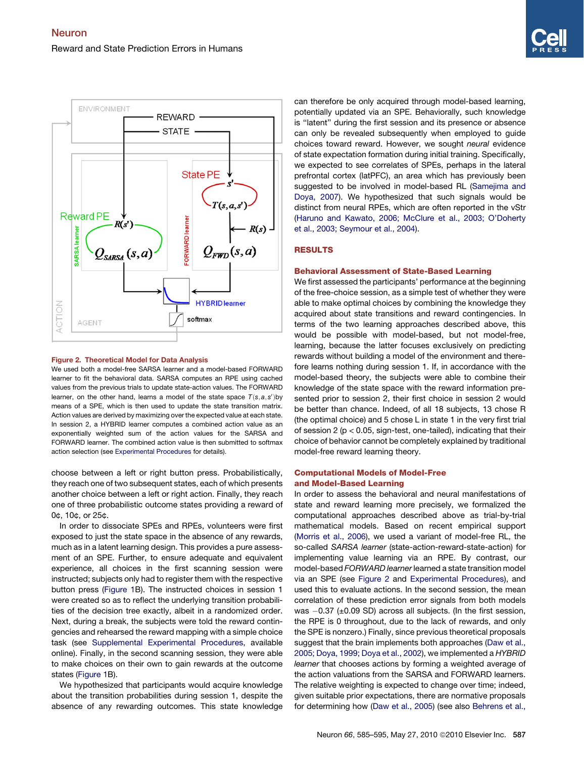Figure 2. Theoretical Model for Data Analysis

We used both a model-free SARSA learner and a model-based FORWARD learner to fit the behavioral data. SARSA computes an RPE using cached values from the previous trials to update state-action values. The FORWARD learner, on the other hand, learns a model of the state space $T(s,a,s')$ by means of a SPE, which is then used to update the state transition matrix. Action values are derived by maximizing over the expected value at each state. In session 2, a HYBRID learner computes a combined action value as an exponentially weighted sum of the action values for the SARSA and FORWARD learner. The combined action value is then submitted to softmax action selection (see Experimental Procedures for details).

choose between a left or right button press. Probabilistically, they reach one of two subsequent states, each of which presents another choice between a left or right action. Finally, they reach one of three probabilistic outcome states providing a reward of 0¢, 10¢, or 25¢.

In order to dissociate SPEs and RPEs, volunteers were first exposed to just the state space in the absence of any rewards, much as in a latent learning design. This provides a pure assessment of an SPE. Further, to ensure adequate and equivalent experience, all choices in the first scanning session were instructed; subjects only had to register them with the respective button press (Figure 1B). The instructed choices in session 1 were created so as to reflect the underlying transition probabilities of the decision tree exactly, albeit in a randomized order. Next, during a break, the subjects were told the reward contingencies and rehearsed the reward mapping with a simple choice task (see Supplemental Experimental Procedures, available online). Finally, in the second scanning session, they were able to make choices on their own to gain rewards at the outcome states (Figure 1B).

We hypothesized that participants would acquire knowledge about the transition probabilities during session 1, despite the absence of any rewarding outcomes. This state knowledge can therefore be only acquired through model-based learning, potentially updated via an SPE. Behaviorally, such knowledge is "latent" during the first session and its presence or absence can only be revealed subsequently when employed to guide choices toward reward. However, we sought *neural* evidence of state expectation formation during initial training. Specifically, we expected to see correlates of SPEs, perhaps in the lateral prefrontal cortex (latPFC), an area which has previously been suggested to be involved in model-based RL (Samejima and Doya, 2007). We hypothesized that such signals would be distinct from neural RPEs, which are often reported in the vStr (Haruno and Kawato, 2006; McClure et al., 2003; O'Doherty et al., 2003; Seymour et al., 2004).

## RESULTS

### Behavioral Assessment of State-Based Learning

We first assessed the participants' performance at the beginning of the free-choice session, as a simple test of whether they were able to make optimal choices by combining the knowledge they acquired about state transitions and reward contingencies. In terms of the two learning approaches described above, this would be possible with model-based, but not model-free, learning, because the latter focuses exclusively on predicting rewards without building a model of the environment and therefore learns nothing during session 1. If, in accordance with the model-based theory, the subjects were able to combine their knowledge of the state space with the reward information presented prior to session 2, their first choice in session 2 would be better than chance. Indeed, of all 18 subjects, 13 chose R (the optimal choice) and 5 chose L in state 1 in the very first trial of session 2 ($p < 0.05$, sign-test, one-tailed), indicating that their choice of behavior cannot be completely explained by traditional model-free reward learning theory.

### Computational Models of Model-Free and Model-Based Learning

In order to assess the behavioral and neural manifestations of state and reward learning more precisely, we formalized the computational approaches described above as trial-by-trial mathematical models. Based on recent empirical support (Morris et al., 2006), we used a variant of model-free RL, the so-called *SARSA learner* (state-action-reward-state-action) for implementing value learning via an RPE. By contrast, our model-based *FORWARD learner* learned a state transition model via an SPE (see Figure 2 and Experimental Procedures), and used this to evaluate actions. In the second session, the mean correlation of these prediction error signals from both models was −0.37 (±0.09 SD) across all subjects. (In the first session, the RPE is 0 throughout, due to the lack of rewards, and only the SPE is nonzero.) Finally, since previous theoretical proposals suggest that the brain implements both approaches (Daw et al., 2005; Doya, 1999; Doya et al., 2002), we implemented a *HYBRID learner* that chooses actions by forming a weighted average of the action valuations from the SARSA and FORWARD learners. The relative weighting is expected to change over time; indeed, given suitable prior expectations, there are normative proposals for determining how (Daw et al., 2005) (see also Behrens et al.,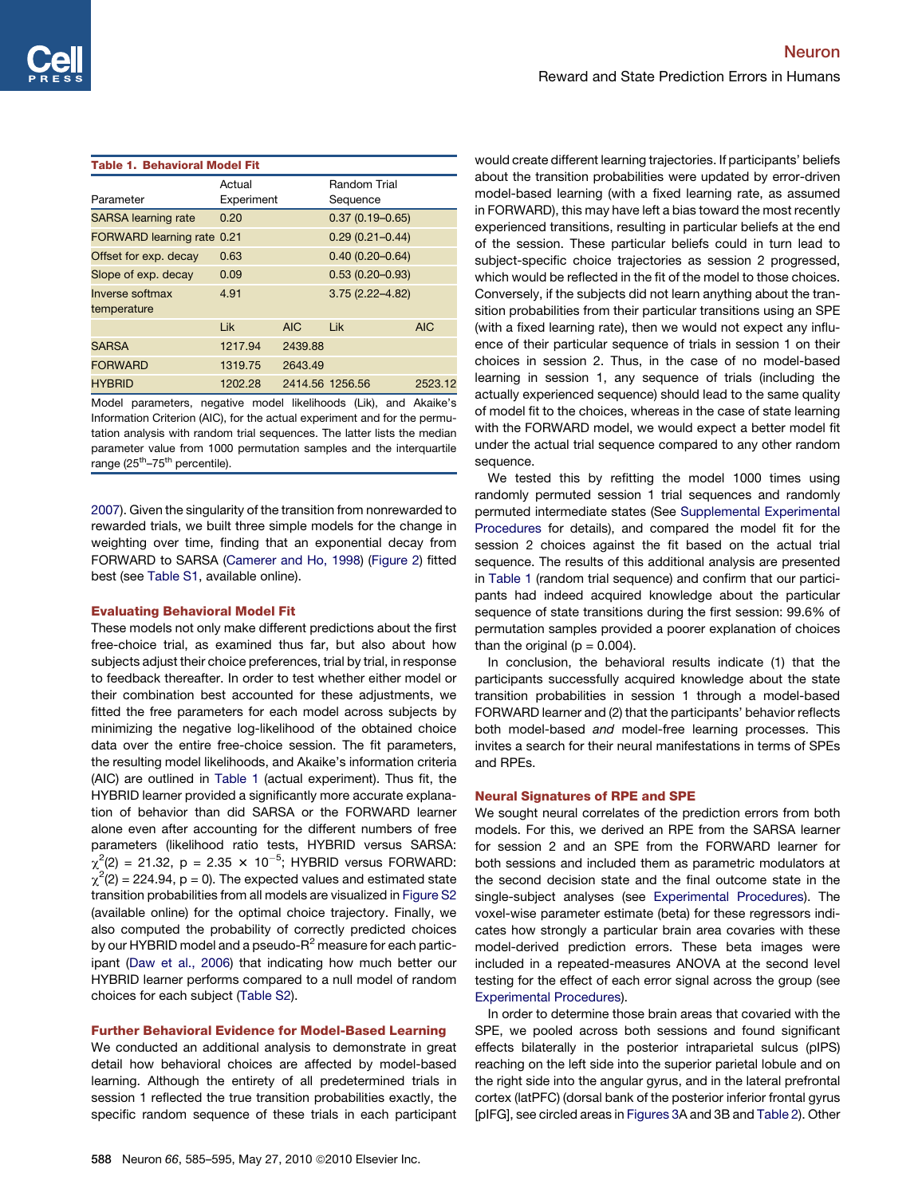**Table 1. Behavioral Model Fit**

| Parameter | Actual Experiment | | Random Trial Sequence | |
|---|---|---|---|---|
| SARSA learning rate | 0.20 | | 0.37 (0.19–0.65) | |
| FORWARD learning rate | 0.21 | | 0.29 (0.21–0.44) | |
| Offset for exp. decay | 0.63 | | 0.40 (0.20–0.64) | |
| Slope of exp. decay | 0.09 | | 0.53 (0.20–0.93) | |
| Inverse softmax temperature | 4.91 | | 3.75 (2.22–4.82) | |
| | Lik | AIC | Lik | AIC |
| SARSA | 1217.94 | 2439.88 | | |
| FORWARD | 1319.75 | 2643.49 | | |
| HYBRID | 1202.28 | 2414.56 | 1256.56 | 2523.12 |

Model parameters, negative model likelihoods (Lik), and Akaike's Information Criterion (AIC), for the actual experiment and for the permutation analysis with random trial sequences. The latter lists the median parameter value from 1000 permutation samples and the interquartile range (25th–75th percentile).

2007). Given the singularity of the transition from nonrewarded to rewarded trials, we built three simple models for the change in weighting over time, finding that an exponential decay from FORWARD to SARSA (Camerer and Ho, 1998) (Figure 2) fitted best (see Table S1, available online).

### Evaluating Behavioral Model Fit

These models not only make different predictions about the first free-choice trial, as examined thus far, but also about how subjects adjust their choice preferences, trial by trial, in response to feedback thereafter. In order to test whether either model or their combination best accounted for these adjustments, we fitted the free parameters for each model across subjects by minimizing the negative log-likelihood of the obtained choice data over the entire free-choice session. The fit parameters, the resulting model likelihoods, and Akaike's information criteria (AIC) are outlined in Table 1 (actual experiment). Thus fit, the HYBRID learner provided a significantly more accurate explanation of behavior than did SARSA or the FORWARD learner alone even after accounting for the different numbers of free parameters (likelihood ratio tests, HYBRID versus SARSA: $\chi^2(2) = 21.32$, $p = 2.35 \times 10^{-5}$; HYBRID versus FORWARD: $\chi^2(2) = 224.94$, $p = 0$). The expected values and estimated state transition probabilities from all models are visualized in Figure S2 (available online) for the optimal choice trajectory. Finally, we also computed the probability of correctly predicted choices by our HYBRID model and a pseudo-$R^2$ measure for each participant (Daw et al., 2006) that indicating how much better our HYBRID learner performs compared to a null model of random choices for each subject (Table S2).

### Further Behavioral Evidence for Model-Based Learning

We conducted an additional analysis to demonstrate in great detail how behavioral choices are affected by model-based learning. Although the entirety of all predetermined trials in session 1 reflected the true transition probabilities exactly, the specific random sequence of these trials in each participant would create different learning trajectories. If participants' beliefs about the transition probabilities were updated by error-driven model-based learning (with a fixed learning rate, as assumed in FORWARD), this may have left a bias toward the most recently experienced transitions, resulting in particular beliefs at the end of the session. These particular beliefs could in turn lead to subject-specific choice trajectories as session 2 progressed, which would be reflected in the fit of the model to those choices. Conversely, if the subjects did not learn anything about the transition probabilities from their particular transitions using an SPE (with a fixed learning rate), then we would not expect any influence of their particular sequence of trials in session 1 on their choices in session 2. Thus, in the case of no model-based learning in session 1, any sequence of trials (including the actually experienced sequence) should lead to the same quality of model fit to the choices, whereas in the case of state learning with the FORWARD model, we would expect a better model fit under the actual trial sequence compared to any other random sequence.

We tested this by refitting the model 1000 times using randomly permuted session 1 trial sequences and randomly permuted intermediate states (See Supplemental Experimental Procedures for details), and compared the model fit for the session 2 choices against the fit based on the actual trial sequence. The results of this additional analysis are presented in Table 1 (random trial sequence) and confirm that our participants had indeed acquired knowledge about the particular sequence of state transitions during the first session: 99.6% of permutation samples provided a poorer explanation of choices than the original ($p = 0.004$).

In conclusion, the behavioral results indicate (1) that the participants successfully acquired knowledge about the state transition probabilities in session 1 through a model-based FORWARD learner and (2) that the participants' behavior reflects both model-based *and* model-free learning processes. This invites a search for their neural manifestations in terms of SPEs and RPEs.

### Neural Signatures of RPE and SPE

We sought neural correlates of the prediction errors from both models. For this, we derived an RPE from the SARSA learner for session 2 and an SPE from the FORWARD learner for both sessions and included them as parametric modulators at the second decision state and the final outcome state in the single-subject analyses (see Experimental Procedures). The voxel-wise parameter estimate (beta) for these regressors indicates how strongly a particular brain area covaries with these model-derived prediction errors. These beta images were included in a repeated-measures ANOVA at the second level testing for the effect of each error signal across the group (see Experimental Procedures).

In order to determine those brain areas that covaried with the SPE, we pooled across both sessions and found significant effects bilaterally in the posterior intraparietal sulcus (pIPS) reaching on the left side into the superior parietal lobule and on the right side into the angular gyrus, and in the lateral prefrontal cortex (latPFC) (dorsal bank of the posterior inferior frontal gyrus [pIFG], see circled areas in Figures 3A and 3B and Table 2). Other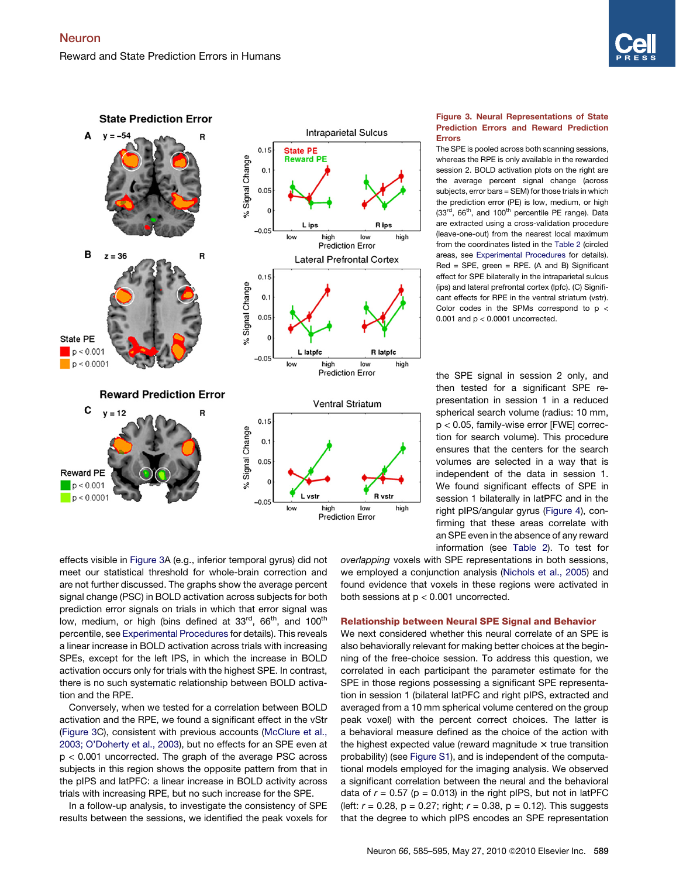**Figure 3. Neural Representations of State Prediction Errors and Reward Prediction Errors**

The SPE is pooled across both scanning sessions, whereas the RPE is only available in the rewarded session 2. BOLD activation plots on the right are the average percent signal change (across subjects, error bars = SEM) for those trials in which the prediction error (PE) is low, medium, or high (33[rd], 66[th], and 100[th] percentile PE range). Data are extracted using a cross-validation procedure (leave-one-out) from the nearest local maximum from the coordinates listed in the Table 2 (circled areas, see Experimental Procedures for details). Red = SPE, green = RPE. (A and B) Significant effect for SPE bilaterally in the intraparietal sulcus (ips) and lateral prefrontal cortex (lpfc). (C) Significant effects for RPE in the ventral striatum (vstr). Color codes in the SPMs correspond to p < 0.001 and p < 0.0001 uncorrected.

effects visible in Figure 3A (e.g., inferior temporal gyrus) did not meet our statistical threshold for whole-brain correction and are not further discussed. The graphs show the average percent signal change (PSC) in BOLD activation across subjects for both prediction error signals on trials in which that error signal was low, medium, or high (bins defined at 33[rd], 66[th], and 100[th] percentile, see Experimental Procedures for details). This reveals a linear increase in BOLD activation across trials with increasing SPEs, except for the left IPS, in which the increase in BOLD activation occurs only for trials with the highest SPE. In contrast, there is no such systematic relationship between BOLD activation and the RPE.

Conversely, when we tested for a correlation between BOLD activation and the RPE, we found a significant effect in the vStr (Figure 3C), consistent with previous accounts (McClure et al., 2003; O'Doherty et al., 2003), but no effects for an SPE even at $p < 0.001$ uncorrected. The graph of the average PSC across subjects in this region shows the opposite pattern from that in the pIPS and latPFC: a linear increase in BOLD activity across trials with increasing RPE, but no such increase for the SPE.

In a follow-up analysis, to investigate the consistency of SPE results between the sessions, we identified the peak voxels for the SPE signal in session 2 only, and then tested for a significant SPE representation in session 1 in a reduced spherical search volume (radius: 10 mm, $p < 0.05$, family-wise error [FWE] correction for search volume). This procedure ensures that the centers for the search volumes are selected in a way that is independent of the data in session 1. We found significant effects of SPE in session 1 bilaterally in latPFC and in the right pIPS/angular gyrus (Figure 4), confirming that these areas correlate with an SPE even in the absence of any reward information (see Table 2). To test for *overlapping* voxels with SPE representations in both sessions, we employed a conjunction analysis (Nichols et al., 2005) and found evidence that voxels in these regions were activated in both sessions at $p < 0.001$ uncorrected.

## Relationship between Neural SPE Signal and Behavior

We next considered whether this neural correlate of an SPE is also behaviorally relevant for making better choices at the beginning of the free-choice session. To address this question, we correlated in each participant the parameter estimate for the SPE in those regions possessing a significant SPE representation in session 1 (bilateral latPFC and right pIPS, extracted and averaged from a 10 mm spherical volume centered on the group peak voxel) with the percent correct choices. The latter is a behavioral measure defined as the choice of the action with the highest expected value (reward magnitude × true transition probability) (see Figure S1), and is independent of the computational models employed for the imaging analysis. We observed a significant correlation between the neural and the behavioral data of $r = 0.57$ ($p = 0.013$) in the right pIPS, but not in latPFC (left: $r = 0.28$, $p = 0.27$; right; $r = 0.38$, $p = 0.12$). This suggests that the degree to which pIPS encodes an SPE representation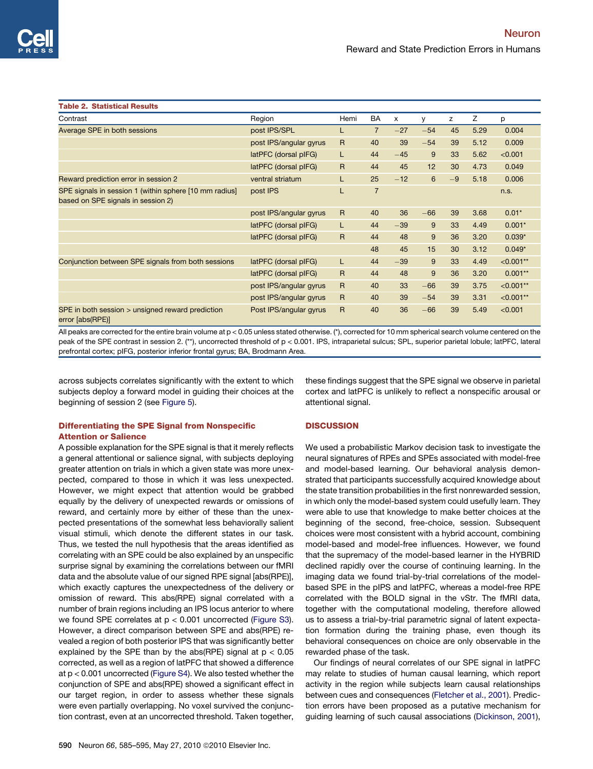**Table 2. Statistical Results**

| Contrast | Region | Hemi | BA | x | y | z | Z | p |
|---|---|---|---|---|---|---|---|---|
| Average SPE in both sessions | post IPS/SPL | L | 7 | −27 | −54 | 45 | 5.29 | 0.004 |
| | post IPS/angular gyrus | R | 40 | 39 | −54 | 39 | 5.12 | 0.009 |
| | latPFC (dorsal pIFG) | L | 44 | −45 | 9 | 33 | 5.62 | <0.001 |
| | latPFC (dorsal pIFG) | R | 44 | 45 | 12 | 30 | 4.73 | 0.049 |
| Reward prediction error in session 2 | ventral striatum | L | 25 | −12 | 6 | −9 | 5.18 | 0.006 |
| SPE signals in session 1 (within sphere [10 mm radius] based on SPE signals in session 2) | post IPS | L | 7 | | | | | n.s. |
| | post IPS/angular gyrus | R | 40 | 36 | −66 | 39 | 3.68 | 0.01* |
| | latPFC (dorsal pIFG) | L | 44 | −39 | 9 | 33 | 4.49 | 0.001* |
| | latPFC (dorsal pIFG) | R | 44 | 48 | 9 | 36 | 3.20 | 0.039* |
| | | | 48 | 45 | 15 | 30 | 3.12 | 0.049* |
| Conjunction between SPE signals from both sessions | latPFC (dorsal pIFG) | L | 44 | −39 | 9 | 33 | 4.49 | <0.001** |
| | latPFC (dorsal pIFG) | R | 44 | 48 | 9 | 36 | 3.20 | 0.001** |
| | post IPS/angular gyrus | R | 40 | 33 | −66 | 39 | 3.75 | <0.001** |
| | post IPS/angular gyrus | R | 40 | 39 | −54 | 39 | 3.31 | <0.001** |
| SPE in both session > unsigned reward prediction error [abs(RPE)] | Post IPS/angular gyrus | R | 40 | 36 | −66 | 39 | 5.49 | <0.001 |

All peaks are corrected for the entire brain volume at p < 0.05 unless stated otherwise. (*), corrected for 10 mm spherical search volume centered on the peak of the SPE contrast in session 2. (**), uncorrected threshold of p < 0.001. IPS, intraparietal sulcus; SPL, superior parietal lobule; latPFC, lateral prefrontal cortex; pIFG, posterior inferior frontal gyrus; BA, Brodmann Area.

across subjects correlates significantly with the extent to which subjects deploy a forward model in guiding their choices at the beginning of session 2 (see Figure 5).

### Differentiating the SPE Signal from Nonspecific Attention or Salience

A possible explanation for the SPE signal is that it merely reflects a general attentional or salience signal, with subjects deploying greater attention on trials in which a given state was more unexpected, compared to those in which it was less unexpected. However, we might expect that attention would be grabbed equally by the delivery of unexpected rewards or omissions of reward, and certainly more by either of these than the unexpected presentations of the somewhat less behaviorally salient visual stimuli, which denote the different states in our task. Thus, we tested the null hypothesis that the areas identified as correlating with an SPE could be also explained by an unspecific surprise signal by examining the correlations between our fMRI data and the absolute value of our signed RPE signal [abs(RPE)], which exactly captures the unexpectedness of the delivery or omission of reward. This abs(RPE) signal correlated with a number of brain regions including an IPS locus anterior to where we found SPE correlates at $p < 0.001$ uncorrected (Figure S3). However, a direct comparison between SPE and abs(RPE) revealed a region of both posterior IPS that was significantly better explained by the SPE than by the abs(RPE) signal at $p < 0.05$ corrected, as well as a region of latPFC that showed a difference at $p < 0.001$ uncorrected (Figure S4). We also tested whether the conjunction of SPE and abs(RPE) showed a significant effect in our target region, in order to assess whether these signals were even partially overlapping. No voxel survived the conjunction contrast, even at an uncorrected threshold. Taken together, these findings suggest that the SPE signal we observe in parietal cortex and latPFC is unlikely to reflect a nonspecific arousal or attentional signal.

## DISCUSSION

We used a probabilistic Markov decision task to investigate the neural signatures of RPEs and SPEs associated with model-free and model-based learning. Our behavioral analysis demonstrated that participants successfully acquired knowledge about the state transition probabilities in the first nonrewarded session, in which only the model-based system could usefully learn. They were able to use that knowledge to make better choices at the beginning of the second, free-choice, session. Subsequent choices were most consistent with a hybrid account, combining model-based and model-free influences. However, we found that the supremacy of the model-based learner in the HYBRID declined rapidly over the course of continuing learning. In the imaging data we found trial-by-trial correlations of the model-based SPE in the pIPS and latPFC, whereas a model-free RPE correlated with the BOLD signal in the vStr. The fMRI data, together with the computational modeling, therefore allowed us to assess a trial-by-trial parametric signal of latent expectation formation during the training phase, even though its behavioral consequences on choice are only observable in the rewarded phase of the task.

Our findings of neural correlates of our SPE signal in latPFC may relate to studies of human causal learning, which report activity in the region while subjects learn causal relationships between cues and consequences (Fletcher et al., 2001). Prediction errors have been proposed as a putative mechanism for guiding learning of such causal associations (Dickinson, 2001),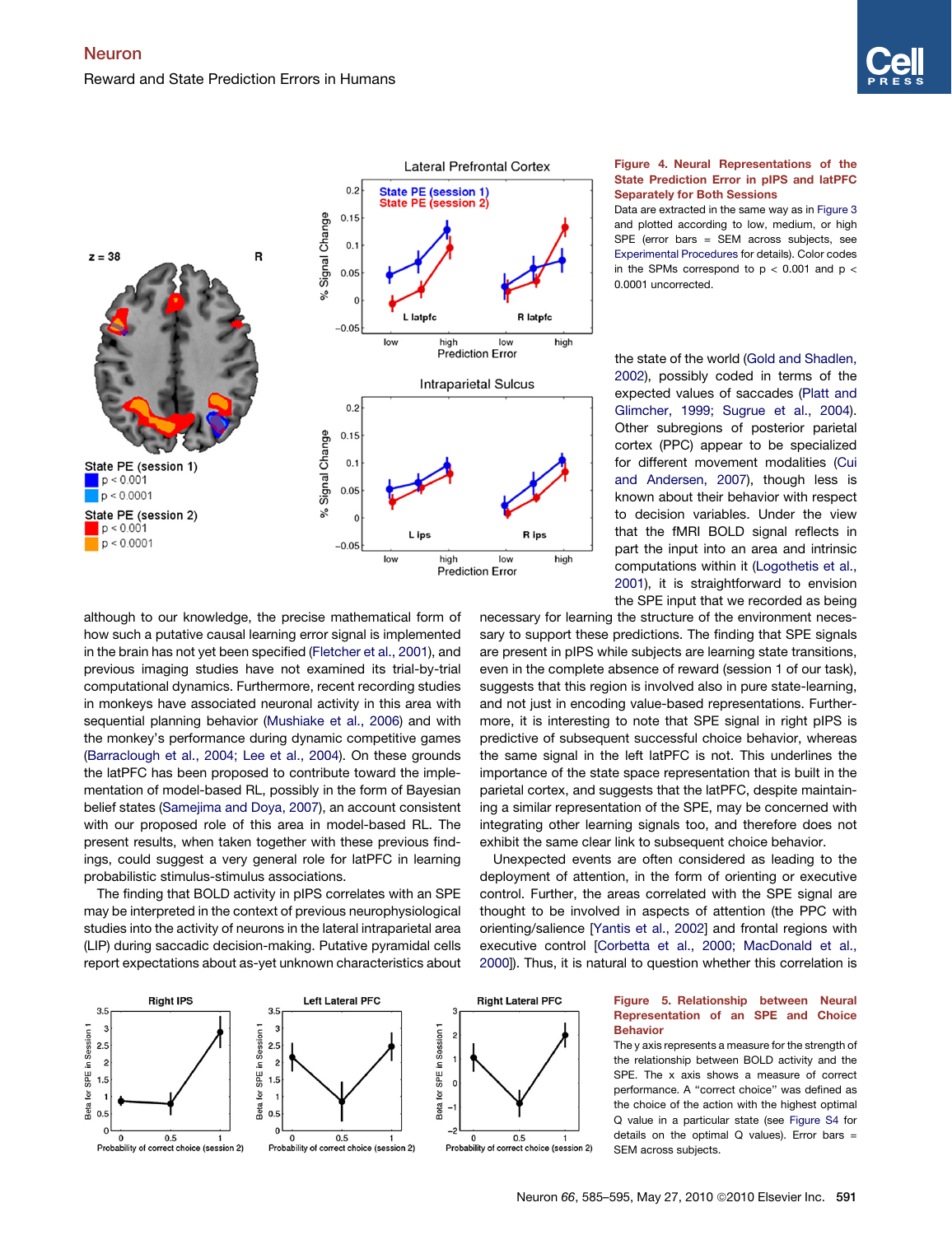**Figure 4. Neural Representations of the State Prediction Error in pIPS and latPFC Separately for Both Sessions**

Data are extracted in the same way as in Figure 3 and plotted according to low, medium, or high SPE (error bars = SEM across subjects, see Experimental Procedures for details). Color codes in the SPMs correspond to $p < 0.001$ and $p < 0.0001$ uncorrected.

although to our knowledge, the precise mathematical form of how such a putative causal learning error signal is implemented in the brain has not yet been specified (Fletcher et al., 2001), and previous imaging studies have not examined its trial-by-trial computational dynamics. Furthermore, recent recording studies in monkeys have associated neuronal activity in this area with sequential planning behavior (Mushiake et al., 2006) and with the monkey's performance during dynamic competitive games (Barraclough et al., 2004; Lee et al., 2004). On these grounds the latPFC has been proposed to contribute toward the implementation of model-based RL, possibly in the form of Bayesian belief states (Samejima and Doya, 2007), an account consistent with our proposed role of this area in model-based RL. The present results, when taken together with these previous findings, could suggest a very general role for latPFC in learning probabilistic stimulus-stimulus associations.

The finding that BOLD activity in pIPS correlates with an SPE may be interpreted in the context of previous neurophysiological studies into the activity of neurons in the lateral intraparietal area (LIP) during saccadic decision-making. Putative pyramidal cells report expectations about as-yet unknown characteristics about the state of the world (Gold and Shadlen, 2002), possibly coded in terms of the expected values of saccades (Platt and Glimcher, 1999; Sugrue et al., 2004). Other subregions of posterior parietal cortex (PPC) appear to be specialized for different movement modalities (Cui and Andersen, 2007), though less is known about their behavior with respect to decision variables. Under the view that the fMRI BOLD signal reflects in part the input into an area and intrinsic computations within it (Logothetis et al., 2001), it is straightforward to envision the SPE input that we recorded as being necessary for learning the structure of the environment necessary to support these predictions. The finding that SPE signals are present in pIPS while subjects are learning state transitions, even in the complete absence of reward (session 1 of our task), suggests that this region is involved also in pure state-learning, and not just in encoding value-based representations. Furthermore, it is interesting to note that SPE signal in right pIPS is predictive of subsequent successful choice behavior, whereas the same signal in the left latPFC is not. This underlines the importance of the state space representation that is built in the parietal cortex, and suggests that the latPFC, despite maintaining a similar representation of the SPE, may be concerned with integrating other learning signals too, and therefore does not exhibit the same clear link to subsequent choice behavior.

Unexpected events are often considered as leading to the deployment of attention, in the form of orienting or executive control. Further, the areas correlated with the SPE signal are thought to be involved in aspects of attention (the PPC with orienting/salience [Yantis et al., 2002] and frontal regions with executive control [Corbetta et al., 2000; MacDonald et al., 2000]). Thus, it is natural to question whether this correlation is

**Figure 5. Relationship between Neural Representation of an SPE and Choice Behavior**

The y axis represents a measure for the strength of the relationship between BOLD activity and the SPE. The x axis shows a measure of correct performance. A "correct choice" was defined as the choice of the action with the highest optimal Q value in a particular state (see Figure S4 for details on the optimal Q values). Error bars = SEM across subjects.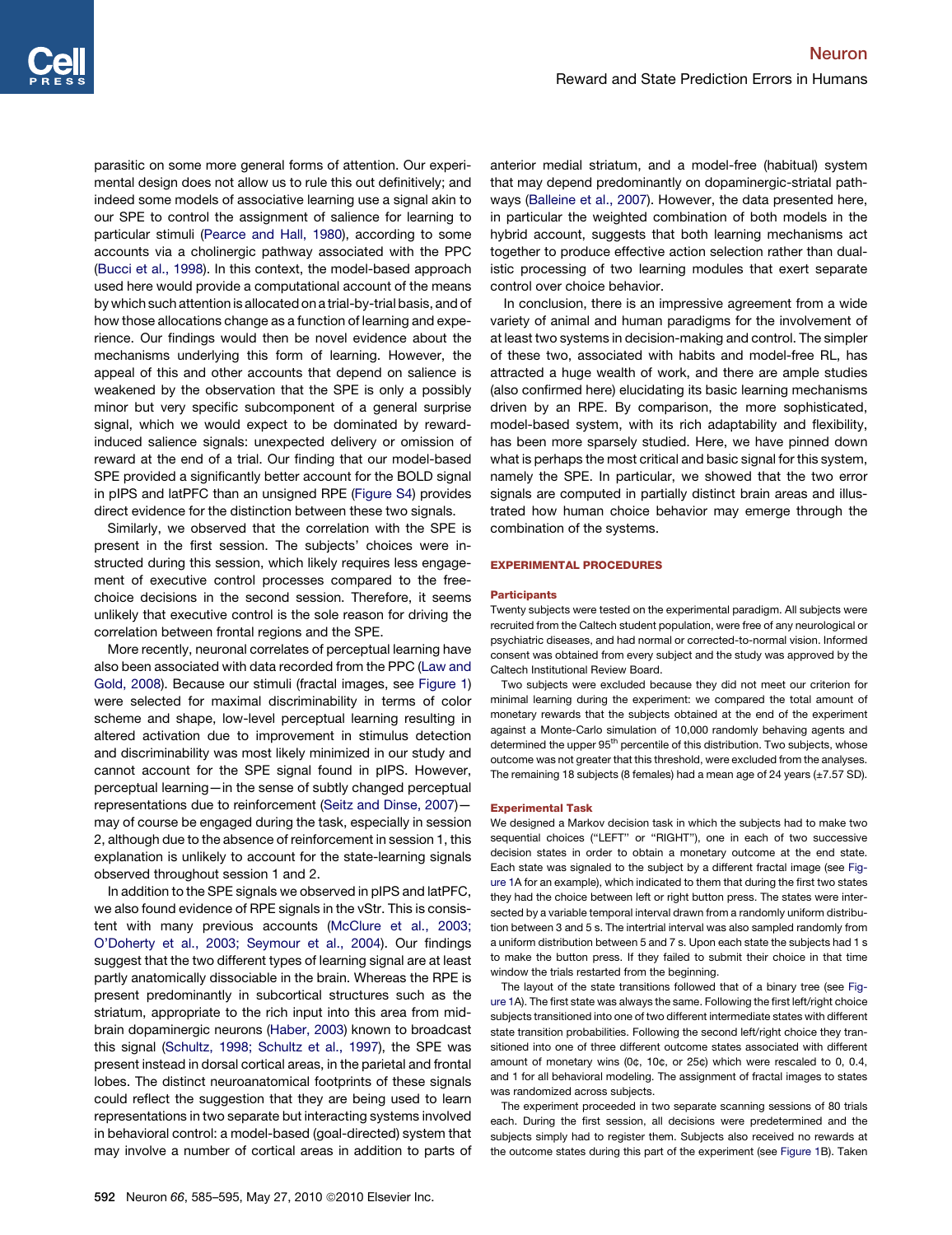parasitic on some more general forms of attention. Our experimental design does not allow us to rule this out definitively; and indeed some models of associative learning use a signal akin to our SPE to control the assignment of salience for learning to particular stimuli (Pearce and Hall, 1980), according to some accounts via a cholinergic pathway associated with the PPC (Bucci et al., 1998). In this context, the model-based approach used here would provide a computational account of the means by which such attention is allocated on a trial-by-trial basis, and of how those allocations change as a function of learning and experience. Our findings would then be novel evidence about the mechanisms underlying this form of learning. However, the appeal of this and other accounts that depend on salience is weakened by the observation that the SPE is only a possibly minor but very specific subcomponent of a general surprise signal, which we would expect to be dominated by reward-induced salience signals: unexpected delivery or omission of reward at the end of a trial. Our finding that our model-based SPE provided a significantly better account for the BOLD signal in pIPS and latPFC than an unsigned RPE (Figure S4) provides direct evidence for the distinction between these two signals.

Similarly, we observed that the correlation with the SPE is present in the first session. The subjects' choices were instructed during this session, which likely requires less engagement of executive control processes compared to the free-choice decisions in the second session. Therefore, it seems unlikely that executive control is the sole reason for driving the correlation between frontal regions and the SPE.

More recently, neuronal correlates of perceptual learning have also been associated with data recorded from the PPC (Law and Gold, 2008). Because our stimuli (fractal images, see Figure 1) were selected for maximal discriminability in terms of color scheme and shape, low-level perceptual learning resulting in altered activation due to improvement in stimulus detection and discriminability was most likely minimized in our study and cannot account for the SPE signal found in pIPS. However, perceptual learning—in the sense of subtly changed perceptual representations due to reinforcement (Seitz and Dinse, 2007)—may of course be engaged during the task, especially in session 2, although due to the absence of reinforcement in session 1, this explanation is unlikely to account for the state-learning signals observed throughout session 1 and 2.

In addition to the SPE signals we observed in pIPS and latPFC, we also found evidence of RPE signals in the vStr. This is consistent with many previous accounts (McClure et al., 2003; O'Doherty et al., 2003; Seymour et al., 2004). Our findings suggest that the two different types of learning signal are at least partly anatomically dissociable in the brain. Whereas the RPE is present predominantly in subcortical structures such as the striatum, appropriate to the rich input into this area from midbrain dopaminergic neurons (Haber, 2003) known to broadcast this signal (Schultz, 1998; Schultz et al., 1997), the SPE was present instead in dorsal cortical areas, in the parietal and frontal lobes. The distinct neuroanatomical footprints of these signals could reflect the suggestion that they are being used to learn representations in two separate but interacting systems involved in behavioral control: a model-based (goal-directed) system that may involve a number of cortical areas in addition to parts of anterior medial striatum, and a model-free (habitual) system that may depend predominantly on dopaminergic-striatal pathways (Balleine et al., 2007). However, the data presented here, in particular the weighted combination of both models in the hybrid account, suggests that both learning mechanisms act together to produce effective action selection rather than dualistic processing of two learning modules that exert separate control over choice behavior.

In conclusion, there is an impressive agreement from a wide variety of animal and human paradigms for the involvement of at least two systems in decision-making and control. The simpler of these two, associated with habits and model-free RL, has attracted a huge wealth of work, and there are ample studies (also confirmed here) elucidating its basic learning mechanisms driven by an RPE. By comparison, the more sophisticated, model-based system, with its rich adaptability and flexibility, has been more sparsely studied. Here, we have pinned down what is perhaps the most critical and basic signal for this system, namely the SPE. In particular, we showed that the two error signals are computed in partially distinct brain areas and illustrated how human choice behavior may emerge through the combination of the systems.

## EXPERIMENTAL PROCEDURES

### Participants

Twenty subjects were tested on the experimental paradigm. All subjects were recruited from the Caltech student population, were free of any neurological or psychiatric diseases, and had normal or corrected-to-normal vision. Informed consent was obtained from every subject and the study was approved by the Caltech Institutional Review Board.

Two subjects were excluded because they did not meet our criterion for minimal learning during the experiment: we compared the total amount of monetary rewards that the subjects obtained at the end of the experiment against a Monte-Carlo simulation of 10,000 randomly behaving agents and determined the upper 95th percentile of this distribution. Two subjects, whose outcome was not greater that this threshold, were excluded from the analyses. The remaining 18 subjects (8 females) had a mean age of 24 years (±7.57 SD).

### Experimental Task

We designed a Markov decision task in which the subjects had to make two sequential choices ("LEFT" or "RIGHT"), one in each of two successive decision states in order to obtain a monetary outcome at the end state. Each state was signaled to the subject by a different fractal image (see Figure 1A for an example), which indicated to them that during the first two states they had the choice between left or right button press. The states were intersected by a variable temporal interval drawn from a randomly uniform distribution between 3 and 5 s. The intertrial interval was also sampled randomly from a uniform distribution between 5 and 7 s. Upon each state the subjects had 1 s to make the button press. If they failed to submit their choice in that time window the trials restarted from the beginning.

The layout of the state transitions followed that of a binary tree (see Figure 1A). The first state was always the same. Following the first left/right choice subjects transitioned into one of two different intermediate states with different state transition probabilities. Following the second left/right choice they transitioned into one of three different outcome states associated with different amount of monetary wins (0¢, 10¢, or 25¢) which were rescaled to 0, 0.4, and 1 for all behavioral modeling. The assignment of fractal images to states was randomized across subjects.

The experiment proceeded in two separate scanning sessions of 80 trials each. During the first session, all decisions were predetermined and the subjects simply had to register them. Subjects also received no rewards at the outcome states during this part of the experiment (see Figure 1B). Taken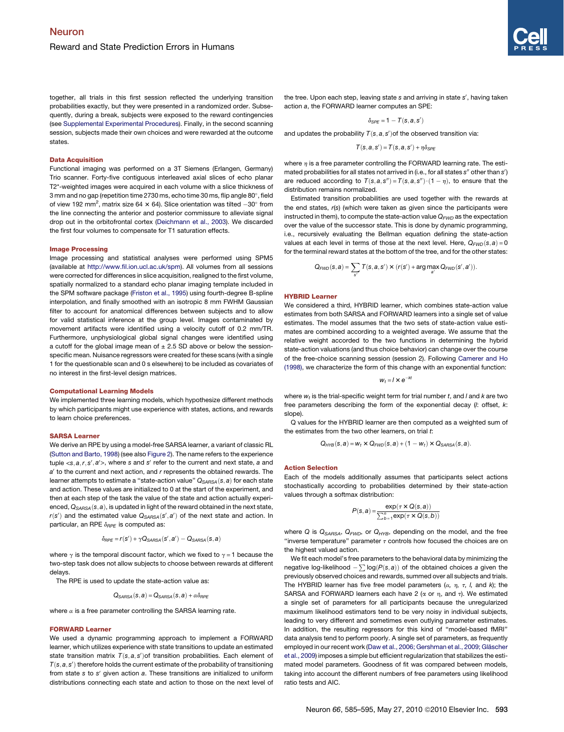together, all trials in this first session reflected the underlying transition probabilities exactly, but they were presented in a randomized order. Subsequently, during a break, subjects were exposed to the reward contingencies (see Supplemental Experimental Procedures). Finally, in the second scanning session, subjects made their own choices and were rewarded at the outcome states.

### Data Acquisition

Functional imaging was performed on a 3T Siemens (Erlangen, Germany) Trio scanner. Forty-five contiguous interleaved axial slices of echo planar T2*-weighted images were acquired in each volume with a slice thickness of 3 mm and no gap (repetition time 2730 ms, echo time 30 ms, flip angle 80°, field of view 192 mm$^2$, matrix size 64 × 64). Slice orientation was tilted −30° from the line connecting the anterior and posterior commissure to alleviate signal drop out in the orbitofrontal cortex (Deichmann et al., 2003). We discarded the first four volumes to compensate for T1 saturation effects.

### Image Processing

Image processing and statistical analyses were performed using SPM5 (available at http://www.fil.ion.ucl.ac.uk/spm). All volumes from all sessions were corrected for differences in slice acquisition, realigned to the first volume, spatially normalized to a standard echo planar imaging template included in the SPM software package (Friston et al., 1995) using fourth-degree B-spline interpolation, and finally smoothed with an isotropic 8 mm FWHM Gaussian filter to account for anatomical differences between subjects and to allow for valid statistical inference at the group level. Images contaminated by movement artifacts were identified using a velocity cutoff of 0.2 mm/TR. Furthermore, unphysiological global signal changes were identified using a cutoff for the global image mean of ± 2.5 SD above or below the session-specific mean. Nuisance regressors were created for these scans (with a single 1 for the questionable scan and 0 s elsewhere) to be included as covariates of no interest in the first-level design matrices.

### Computational Learning Models

We implemented three learning models, which hypothesize different methods by which participants might use experience with states, actions, and rewards to learn choice preferences.

### SARSA Learner

We derive an RPE by using a model-free SARSA learner, a variant of classic RL (Sutton and Barto, 1998) (see also Figure 2). The name refers to the experience tuple $<s, a, r, s', a'>$, where $s$ and $s'$ refer to the current and next state, $a$ and $a'$ to the current and next action, and $r$ represents the obtained rewards. The learner attempts to estimate a "state-action value" $Q_{SARSA}(s,a)$ for each state and action. These values are initialized to 0 at the start of the experiment, and then at each step of the task the value of the state and action actually experienced, $Q_{SARSA}(s,a)$, is updated in light of the reward obtained in the next state, $r(s')$ and the estimated value $Q_{SARSA}(s',a')$ of the next state and action. In particular, an RPE $\delta_{RPE}$ is computed as:

$$\delta_{RPE} = r(s') + \gamma Q_{SARSA}(s',a') - Q_{SARSA}(s,a)$$

where $\gamma$ is the temporal discount factor, which we fixed to $\gamma = 1$ because the two-step task does not allow subjects to choose between rewards at different delays.

The RPE is used to update the state-action value as:

$$Q_{SARSA}(s,a) = Q_{SARSA}(s,a) + \alpha \delta_{RPE}$$

where $\alpha$ is a free parameter controlling the SARSA learning rate.

### FORWARD Learner

We used a dynamic programming approach to implement a FORWARD learner, which utilizes experience with state transitions to update an estimated state transition matrix $T(s,a,s')$ of transition probabilities. Each element of $T(s,a,s')$ therefore holds the current estimate of the probability of transitioning from state $s$ to $s'$ given action $a$. These transitions are initialized to uniform distributions connecting each state and action to those on the next level of the tree. Upon each step, leaving state $s$ and arriving in state $s'$, having taken action $a$, the FORWARD learner computes an SPE:

$$\delta_{SPE} = 1 - T(s,a,s')$$

and updates the probability $T(s,a,s')$ of the observed transition via:

$$T(s,a,s') = T(s,a,s') + \eta \delta_{SPE}$$

where $\eta$ is a free parameter controlling the FORWARD learning rate. The estimated probabilities for all states not arrived in (i.e., for all states $s''$ other than $s'$) are reduced according to $T(s,a,s'') = T(s,a,s'') \cdot (1 - \eta)$, to ensure that the distribution remains normalized.

Estimated transition probabilities are used together with the rewards at the end states, $r(s)$ (which were taken as given since the participants were instructed in them), to compute the state-action value $Q_{FWD}$ as the expectation over the value of the successor state. This is done by dynamic programming, i.e., recursively evaluating the Bellman equation defining the state-action values at each level in terms of those at the next level. Here, $Q_{FWD}(s,a) = 0$ for the terminal reward states at the bottom of the tree, and for the other states:

$$Q_{FWD}(s,a) = \sum_{s'} T(s,a,s') \times (r(s') + \arg\max_{a'} Q_{FWD}(s',a')).$$

### HYBRID Learner

We considered a third, HYBRID learner, which combines state-action value estimates from both SARSA and FORWARD learners into a single set of value estimates. The model assumes that the two sets of state-action value estimates are combined according to a weighted average. We assume that the relative weight accorded to the two functions in determining the hybrid state-action valuations (and thus choice behavior) can change over the course of the free-choice scanning session (session 2). Following Camerer and Ho (1998), we characterize the form of this change with an exponential function:

$$w_t = l \times e^{-kt}$$

where $w_t$ is the trial-specific weight term for trial number $t$, and $l$ and $k$ are two free parameters describing the form of the exponential decay ($l$: offset, $k$: slope).

Q values for the HYBRID learner are then computed as a weighted sum of the estimates from the two other learners, on trial $t$:

$$Q_{HYB}(s,a) = w_t \times Q_{FWD}(s,a) + (1 - w_t) \times Q_{SARSA}(s,a).$$

### Action Selection

Each of the models additionally assumes that participants select actions stochastically according to probabilities determined by their state-action values through a softmax distribution:

$$P(s,a) = \frac{\exp(\tau \times Q(s,a))}{\sum_{b=1}^{n} \exp(\tau \times Q(s,b))}$$

where $Q$ is $Q_{SARSA}$, $Q_{FWD}$, or $Q_{HYB}$, depending on the model, and the free "inverse temperature" parameter $\tau$ controls how focused the choices are on the highest valued action.

We fit each model's free parameters to the behavioral data by minimizing the negative log-likelihood $-\sum \log(P(s,a))$ of the obtained choices $a$ given the previously observed choices and rewards, summed over all subjects and trials. The HYBRID learner has five free model parameters ($\alpha$, $\eta$, $\tau$, $l$, and $k$); the SARSA and FORWARD learners each have 2 ($\alpha$ or $\eta$, and $\tau$). We estimated a single set of parameters for all participants because the unregularized maximum likelihood estimators tend to be very noisy in individual subjects, leading to very different and sometimes even outlying parameter estimates. In addition, the resulting regressors for this kind of "model-based fMRI" data analysis tend to perform poorly. A single set of parameters, as frequently employed in our recent work (Daw et al., 2006; Gershman et al., 2009; Gläscher et al., 2009) imposes a simple but efficient regularization that stabilizes the estimated model parameters. Goodness of fit was compared between models, taking into account the different numbers of free parameters using likelihood ratio tests and AIC.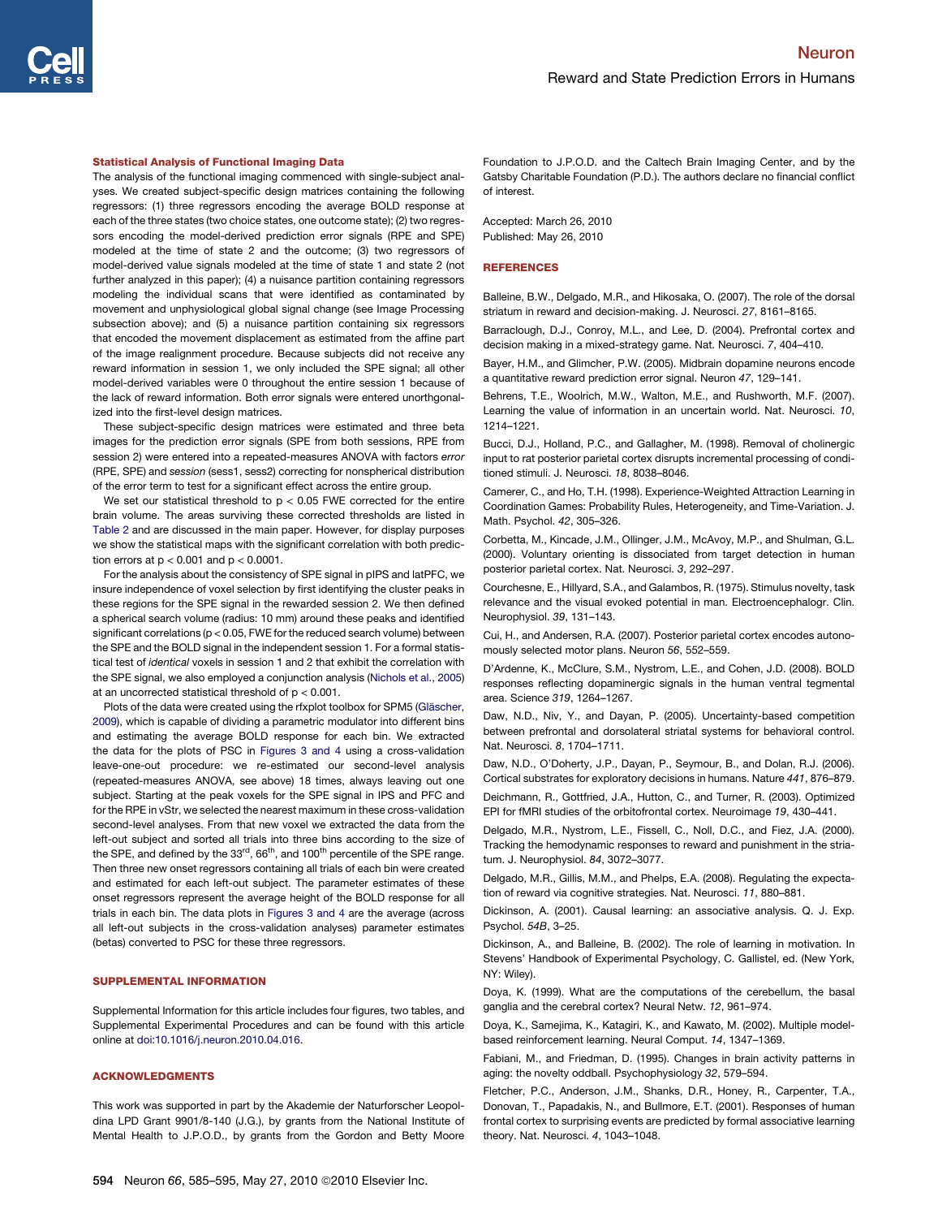### Statistical Analysis of Functional Imaging Data

The analysis of the functional imaging commenced with single-subject analyses. We created subject-specific design matrices containing the following regressors: (1) three regressors encoding the average BOLD response at each of the three states (two choice states, one outcome state); (2) two regressors encoding the model-derived prediction error signals (RPE and SPE) modeled at the time of state 2 and the outcome; (3) two regressors of model-derived value signals modeled at the time of state 1 and state 2 (not further analyzed in this paper); (4) a nuisance partition containing regressors modeling the individual scans that were identified as contaminated by movement and unphysiological global signal change (see Image Processing subsection above); and (5) a nuisance partition containing six regressors that encoded the movement displacement as estimated from the affine part of the image realignment procedure. Because subjects did not receive any reward information in session 1, we only included the SPE signal; all other model-derived variables were 0 throughout the entire session 1 because of the lack of reward information. Both error signals were entered unorthogonalized into the first-level design matrices.

These subject-specific design matrices were estimated and three beta images for the prediction error signals (SPE from both sessions, RPE from session 2) were entered into a repeated-measures ANOVA with factors *error* (RPE, SPE) and *session* (sess1, sess2) correcting for nonspherical distribution of the error term to test for a significant effect across the entire group.

We set our statistical threshold to $p < 0.05$ FWE corrected for the entire brain volume. The areas surviving these corrected thresholds are listed in Table 2 and are discussed in the main paper. However, for display purposes we show the statistical maps with the significant correlation with both prediction errors at $p < 0.001$ and $p < 0.0001$.

For the analysis about the consistency of SPE signal in pIPS and latPFC, we insure independence of voxel selection by first identifying the cluster peaks in these regions for the SPE signal in the rewarded session 2. We then defined a spherical search volume (radius: 10 mm) around these peaks and identified significant correlations ($p < 0.05$, FWE for the reduced search volume) between the SPE and the BOLD signal in the independent session 1. For a formal statistical test of *identical* voxels in session 1 and 2 that exhibit the correlation with the SPE signal, we also employed a conjunction analysis (Nichols et al., 2005) at an uncorrected statistical threshold of $p < 0.001$.

Plots of the data were created using the rfxplot toolbox for SPM5 (Gläscher, 2009), which is capable of dividing a parametric modulator into different bins and estimating the average BOLD response for each bin. We extracted the data for the plots of PSC in Figures 3 and 4 using a cross-validation leave-one-out procedure: we re-estimated our second-level analysis (repeated-measures ANOVA, see above) 18 times, always leaving out one subject. Starting at the peak voxels for the SPE signal in IPS and PFC and for the RPE in vStr, we selected the nearest maximum in these cross-validation second-level analyses. From that new voxel we extracted the data from the left-out subject and sorted all trials into three bins according to the size of the SPE, and defined by the 33rd, 66th, and 100th percentile of the SPE range. Then three new onset regressors containing all trials of each bin were created and estimated for each left-out subject. The parameter estimates of these onset regressors represent the average height of the BOLD response for all trials in each bin. The data plots in Figures 3 and 4 are the average (across all left-out subjects in the cross-validation analyses) parameter estimates (betas) converted to PSC for these three regressors.

## SUPPLEMENTAL INFORMATION

Supplemental Information for this article includes four figures, two tables, and Supplemental Experimental Procedures and can be found with this article online at doi:10.1016/j.neuron.2010.04.016.

## ACKNOWLEDGMENTS

This work was supported in part by the Akademie der Naturforscher Leopoldina LPD Grant 9901/8-140 (J.G.), by grants from the National Institute of Mental Health to J.P.O.D., by grants from the Gordon and Betty Moore Foundation to J.P.O.D. and the Caltech Brain Imaging Center, and by the Gatsby Charitable Foundation (P.D.). The authors declare no financial conflict of interest.

Accepted: March 26, 2010
Published: May 26, 2010

## REFERENCES

Balleine, B.W., Delgado, M.R., and Hikosaka, O. (2007). The role of the dorsal striatum in reward and decision-making. J. Neurosci. *27*, 8161–8165.

Barraclough, D.J., Conroy, M.L., and Lee, D. (2004). Prefrontal cortex and decision making in a mixed-strategy game. Nat. Neurosci. *7*, 404–410.

Bayer, H.M., and Glimcher, P.W. (2005). Midbrain dopamine neurons encode a quantitative reward prediction error signal. Neuron *47*, 129–141.

Behrens, T.E., Woolrich, M.W., Walton, M.E., and Rushworth, M.F. (2007). Learning the value of information in an uncertain world. Nat. Neurosci. *10*, 1214–1221.

Bucci, D.J., Holland, P.C., and Gallagher, M. (1998). Removal of cholinergic input to rat posterior parietal cortex disrupts incremental processing of conditioned stimuli. J. Neurosci. *18*, 8038–8046.

Camerer, C., and Ho, T.H. (1998). Experience-Weighted Attraction Learning in Coordination Games: Probability Rules, Heterogeneity, and Time-Variation. J. Math. Psychol. *42*, 305–326.

Corbetta, M., Kincade, J.M., Ollinger, J.M., McAvoy, M.P., and Shulman, G.L. (2000). Voluntary orienting is dissociated from target detection in human posterior parietal cortex. Nat. Neurosci. *3*, 292–297.

Courchesne, E., Hillyard, S.A., and Galambos, R. (1975). Stimulus novelty, task relevance and the visual evoked potential in man. Electroencephalogr. Clin. Neurophysiol. *39*, 131–143.

Cui, H., and Andersen, R.A. (2007). Posterior parietal cortex encodes autonomously selected motor plans. Neuron *56*, 552–559.

D'Ardenne, K., McClure, S.M., Nystrom, L.E., and Cohen, J.D. (2008). BOLD responses reflecting dopaminergic signals in the human ventral tegmental area. Science *319*, 1264–1267.

Daw, N.D., Niv, Y., and Dayan, P. (2005). Uncertainty-based competition between prefrontal and dorsolateral striatal systems for behavioral control. Nat. Neurosci. *8*, 1704–1711.

Daw, N.D., O'Doherty, J.P., Dayan, P., Seymour, B., and Dolan, R.J. (2006). Cortical substrates for exploratory decisions in humans. Nature *441*, 876–879.

Deichmann, R., Gottfried, J.A., Hutton, C., and Turner, R. (2003). Optimized EPI for fMRI studies of the orbitofrontal cortex. Neuroimage *19*, 430–441.

Delgado, M.R., Nystrom, L.E., Fissell, C., Noll, D.C., and Fiez, J.A. (2000). Tracking the hemodynamic responses to reward and punishment in the striatum. J. Neurophysiol. *84*, 3072–3077.

Delgado, M.R., Gillis, M.M., and Phelps, E.A. (2008). Regulating the expectation of reward via cognitive strategies. Nat. Neurosci. *11*, 880–881.

Dickinson, A. (2001). Causal learning: an associative analysis. Q. J. Exp. Psychol. *54B*, 3–25.

Dickinson, A., and Balleine, B. (2002). The role of learning in motivation. In Stevens' Handbook of Experimental Psychology, C. Gallistel, ed. (New York, NY: Wiley).

Doya, K. (1999). What are the computations of the cerebellum, the basal ganglia and the cerebral cortex? Neural Netw. *12*, 961–974.

Doya, K., Samejima, K., Katagiri, K., and Kawato, M. (2002). Multiple model-based reinforcement learning. Neural Comput. *14*, 1347–1369.

Fabiani, M., and Friedman, D. (1995). Changes in brain activity patterns in aging: the novelty oddball. Psychophysiology *32*, 579–594.

Fletcher, P.C., Anderson, J.M., Shanks, D.R., Honey, R., Carpenter, T.A., Donovan, T., Papadakis, N., and Bullmore, E.T. (2001). Responses of human frontal cortex to surprising events are predicted by formal associative learning theory. Nat. Neurosci. *4*, 1043–1048.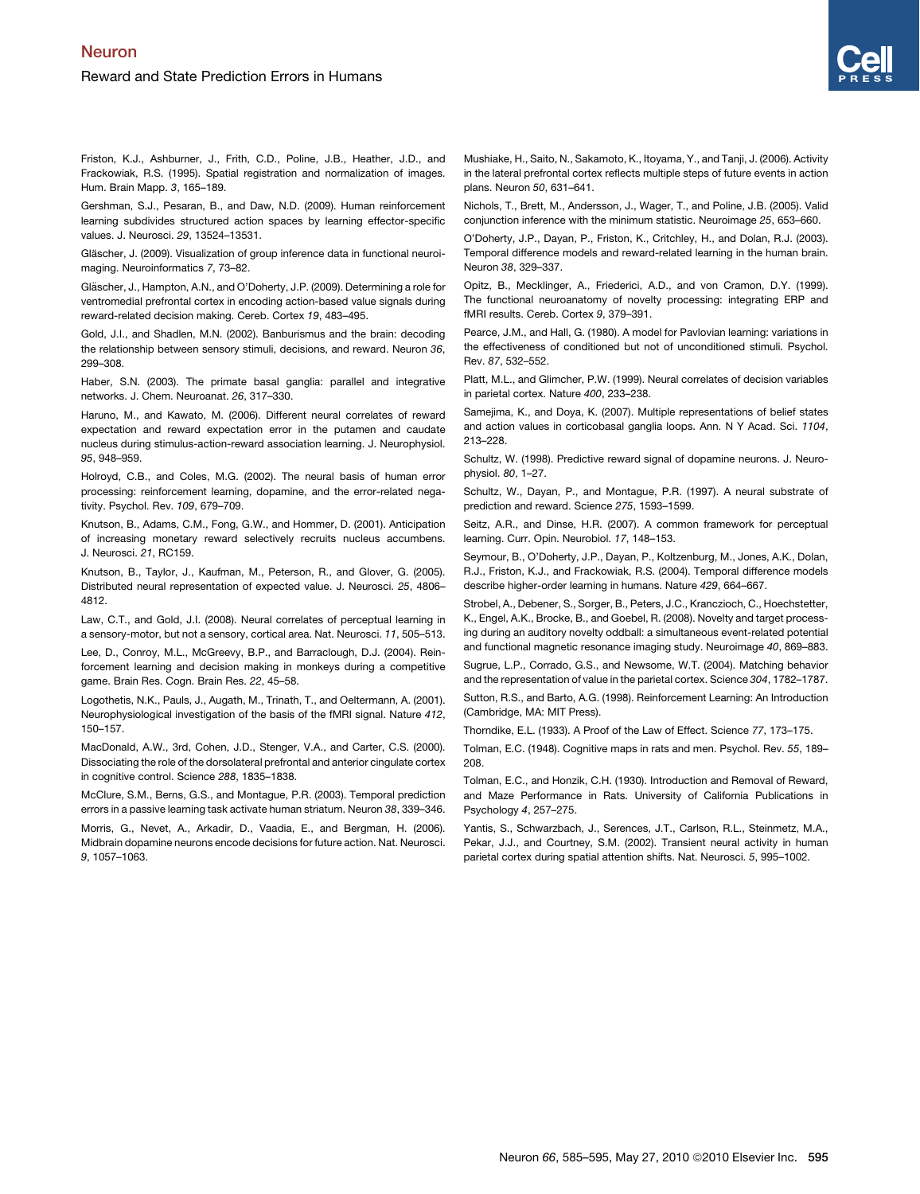Friston, K.J., Ashburner, J., Frith, C.D., Poline, J.B., Heather, J.D., and Frackowiak, R.S. (1995). Spatial registration and normalization of images. Hum. Brain Mapp. *3*, 165–189.

Gershman, S.J., Pesaran, B., and Daw, N.D. (2009). Human reinforcement learning subdivides structured action spaces by learning effector-specific values. J. Neurosci. *29*, 13524–13531.

Gläscher, J. (2009). Visualization of group inference data in functional neuroimaging. Neuroinformatics *7*, 73–82.

Gläscher, J., Hampton, A.N., and O'Doherty, J.P. (2009). Determining a role for ventromedial prefrontal cortex in encoding action-based value signals during reward-related decision making. Cereb. Cortex *19*, 483–495.

Gold, J.I., and Shadlen, M.N. (2002). Banburismus and the brain: decoding the relationship between sensory stimuli, decisions, and reward. Neuron *36*, 299–308.

Haber, S.N. (2003). The primate basal ganglia: parallel and integrative networks. J. Chem. Neuroanat. *26*, 317–330.

Haruno, M., and Kawato, M. (2006). Different neural correlates of reward expectation and reward expectation error in the putamen and caudate nucleus during stimulus-action-reward association learning. J. Neurophysiol. *95*, 948–959.

Holroyd, C.B., and Coles, M.G. (2002). The neural basis of human error processing: reinforcement learning, dopamine, and the error-related negativity. Psychol. Rev. *109*, 679–709.

Knutson, B., Adams, C.M., Fong, G.W., and Hommer, D. (2001). Anticipation of increasing monetary reward selectively recruits nucleus accumbens. J. Neurosci. *21*, RC159.

Knutson, B., Taylor, J., Kaufman, M., Peterson, R., and Glover, G. (2005). Distributed neural representation of expected value. J. Neurosci. *25*, 4806–4812.

Law, C.T., and Gold, J.I. (2008). Neural correlates of perceptual learning in a sensory-motor, but not a sensory, cortical area. Nat. Neurosci. *11*, 505–513.

Lee, D., Conroy, M.L., McGreevy, B.P., and Barraclough, D.J. (2004). Reinforcement learning and decision making in monkeys during a competitive game. Brain Res. Cogn. Brain Res. *22*, 45–58.

Logothetis, N.K., Pauls, J., Augath, M., Trinath, T., and Oeltermann, A. (2001). Neurophysiological investigation of the basis of the fMRI signal. Nature *412*, 150–157.

MacDonald, A.W., 3rd, Cohen, J.D., Stenger, V.A., and Carter, C.S. (2000). Dissociating the role of the dorsolateral prefrontal and anterior cingulate cortex in cognitive control. Science *288*, 1835–1838.

McClure, S.M., Berns, G.S., and Montague, P.R. (2003). Temporal prediction errors in a passive learning task activate human striatum. Neuron *38*, 339–346.

Morris, G., Nevet, A., Arkadir, D., Vaadia, E., and Bergman, H. (2006). Midbrain dopamine neurons encode decisions for future action. Nat. Neurosci. *9*, 1057–1063.

Mushiake, H., Saito, N., Sakamoto, K., Itoyama, Y., and Tanji, J. (2006). Activity in the lateral prefrontal cortex reflects multiple steps of future events in action plans. Neuron *50*, 631–641.

Nichols, T., Brett, M., Andersson, J., Wager, T., and Poline, J.B. (2005). Valid conjunction inference with the minimum statistic. Neuroimage *25*, 653–660.

O'Doherty, J.P., Dayan, P., Friston, K., Critchley, H., and Dolan, R.J. (2003). Temporal difference models and reward-related learning in the human brain. Neuron *38*, 329–337.

Opitz, B., Mecklinger, A., Friederici, A.D., and von Cramon, D.Y. (1999). The functional neuroanatomy of novelty processing: integrating ERP and fMRI results. Cereb. Cortex *9*, 379–391.

Pearce, J.M., and Hall, G. (1980). A model for Pavlovian learning: variations in the effectiveness of conditioned but not of unconditioned stimuli. Psychol. Rev. *87*, 532–552.

Platt, M.L., and Glimcher, P.W. (1999). Neural correlates of decision variables in parietal cortex. Nature *400*, 233–238.

Samejima, K., and Doya, K. (2007). Multiple representations of belief states and action values in corticobasal ganglia loops. Ann. N Y Acad. Sci. *1104*, 213–228.

Schultz, W. (1998). Predictive reward signal of dopamine neurons. J. Neurophysiol. *80*, 1–27.

Schultz, W., Dayan, P., and Montague, P.R. (1997). A neural substrate of prediction and reward. Science *275*, 1593–1599.

Seitz, A.R., and Dinse, H.R. (2007). A common framework for perceptual learning. Curr. Opin. Neurobiol. *17*, 148–153.

Seymour, B., O'Doherty, J.P., Dayan, P., Koltzenburg, M., Jones, A.K., Dolan, R.J., Friston, K.J., and Frackowiak, R.S. (2004). Temporal difference models describe higher-order learning in humans. Nature *429*, 664–667.

Strobel, A., Debener, S., Sorger, B., Peters, J.C., Kranczioch, C., Hoechstetter, K., Engel, A.K., Brocke, B., and Goebel, R. (2008). Novelty and target processing during an auditory novelty oddball: a simultaneous event-related potential and functional magnetic resonance imaging study. Neuroimage *40*, 869–883.

Sugrue, L.P., Corrado, G.S., and Newsome, W.T. (2004). Matching behavior and the representation of value in the parietal cortex. Science *304*, 1782–1787.

Sutton, R.S., and Barto, A.G. (1998). Reinforcement Learning: An Introduction (Cambridge, MA: MIT Press).

Thorndike, E.L. (1933). A Proof of the Law of Effect. Science *77*, 173–175.

Tolman, E.C. (1948). Cognitive maps in rats and men. Psychol. Rev. *55*, 189–208.

Tolman, E.C., and Honzik, C.H. (1930). Introduction and Removal of Reward, and Maze Performance in Rats. University of California Publications in Psychology *4*, 257–275.

Yantis, S., Schwarzbach, J., Serences, J.T., Carlson, R.L., Steinmetz, M.A., Pekar, J.J., and Courtney, S.M. (2002). Transient neural activity in human parietal cortex during spatial attention shifts. Nat. Neurosci. *5*, 995–1002.